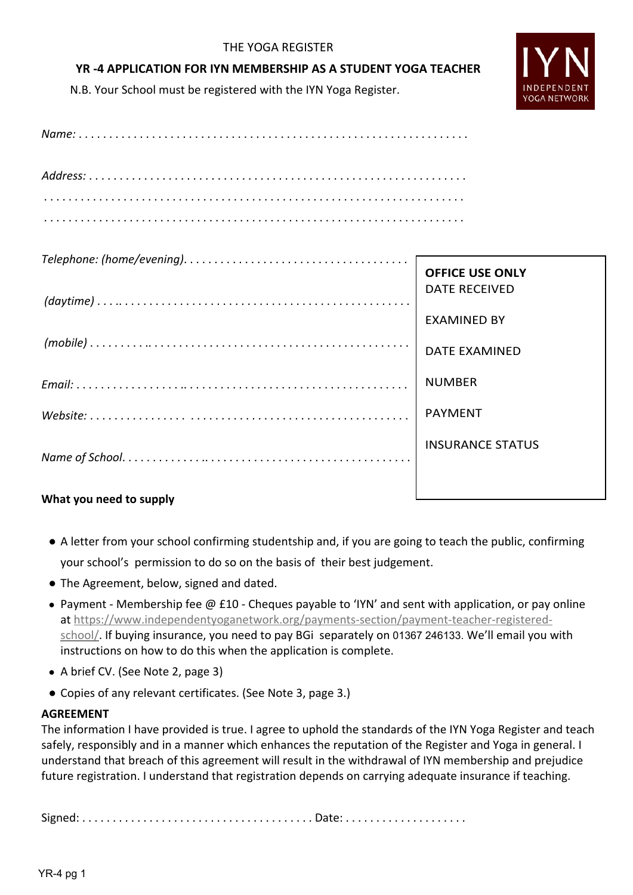THE YOGA REGISTER

**YR -4 APPLICATION FOR IYN MEMBERSHIP AS A STUDENT YOGA TEACHER**

N.B. Your School must be registered with the IYN Yoga Register.

IYN INDEPENDENT YOGA NETWORK

*Name:* . . . . . . . . . . . . . . . . . . . . . . . . . . . . . . . . . . . . . . . . . . . . . . . . . . . . . . . . . . . . .

*Address:* . . . . . . . . . . . . . . . . . . . . . . . . . . . . . . . . . . . . . . . . . . . . . . . . . . . . . . . . . . . .
. . . . . . . . . . . . . . . . . . . . . . . . . . . . . . . . . . . . . . . . . . . . . . . . . . . . . . . . . . . . . . . . .
. . . . . . . . . . . . . . . . . . . . . . . . . . . . . . . . . . . . . . . . . . . . . . . . . . . . . . . . . . . . . . . . .

*Telephone: (home/evening)*. . . . . . . . . . . . . . . . . . . . . . . . . . . . . . . . . . . .

*(daytime)* . . . . . . . . . . . . . . . . . . . . . . . . . . . . . . . . . . . . . . . . . . . . . . . .

*(mobile)* . . . . . . . . . . . . . . . . . . . . . . . . . . . . . . . . . . . . . . . . . . . . . . . . . .

*Email:* . . . . . . . . . . . . . . . . . . . . . . . . . . . . . . . . . . . . . . . . . . . . . . . . . . . .

*Website:* . . . . . . . . . . . . . . . . . . . . . . . . . . . . . . . . . . . . . . . . . . . . . . . . . .

*Name of School*. . . . . . . . . . . . . . . . . . . . . . . . . . . . . . . . . . . . . . . . . . . . . . .

| **OFFICE USE ONLY** |
|---|
| DATE RECEIVED |
| EXAMINED BY |
| DATE EXAMINED |
| NUMBER |
| PAYMENT |
| INSURANCE STATUS |

**What you need to supply**

- A letter from your school confirming studentship and, if you are going to teach the public, confirming your school's permission to do so on the basis of their best judgement.
- The Agreement, below, signed and dated.
- Payment - Membership fee @ £10 - Cheques payable to 'IYN' and sent with application, or pay online at https://www.independentyoganetwork.org/payments-section/payment-teacher-registered-school/. If buying insurance, you need to pay BGi separately on 01367 246133. We'll email you with instructions on how to do this when the application is complete.
- A brief CV. (See Note 2, page 3)
- Copies of any relevant certificates. (See Note 3, page 3.)

**AGREEMENT**

The information I have provided is true. I agree to uphold the standards of the IYN Yoga Register and teach safely, responsibly and in a manner which enhances the reputation of the Register and Yoga in general. I understand that breach of this agreement will result in the withdrawal of IYN membership and prejudice future registration. I understand that registration depends on carrying adequate insurance if teaching.

Signed: . . . . . . . . . . . . . . . . . . . . . . . . . . . . . . . . . . . . . Date: . . . . . . . . . . . . . . . . . . . .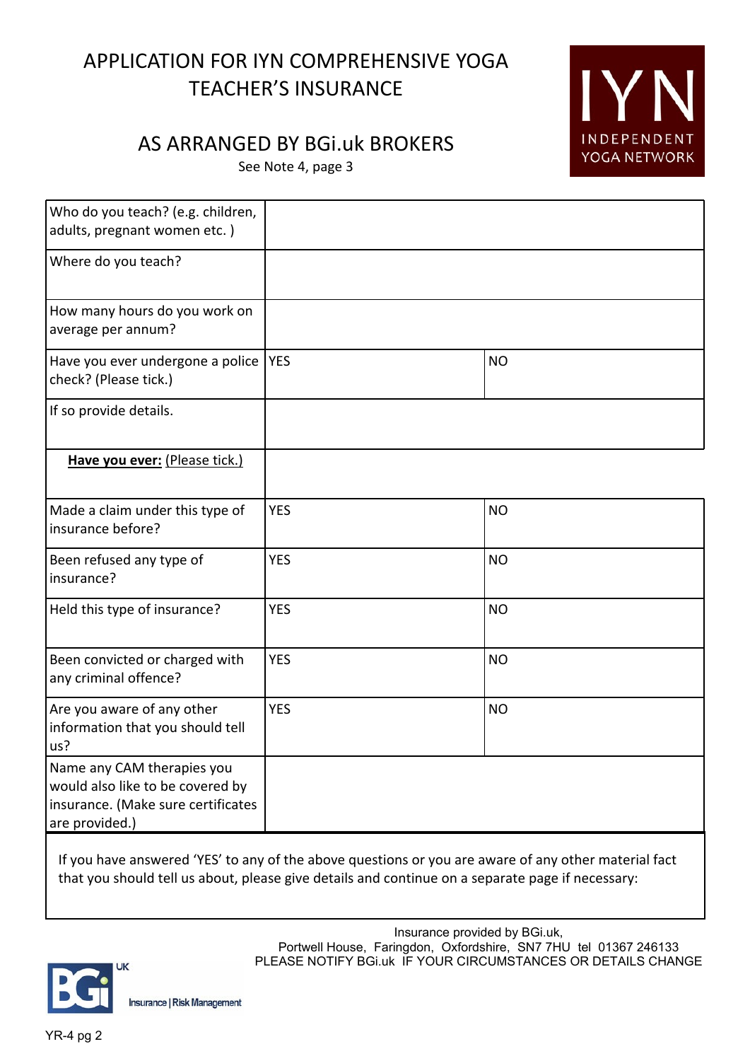# APPLICATION FOR IYN COMPREHENSIVE YOGA TEACHER'S INSURANCE

## AS ARRANGED BY BGi.uk BROKERS

See Note 4, page 3

IYN INDEPENDENT YOGA NETWORK

| | | |
|---|---|---|
| Who do you teach? (e.g. children, adults, pregnant women etc. ) | | |
| Where do you teach? | | |
| How many hours do you work on average per annum? | | |
| Have you ever undergone a police check? (Please tick.) | YES | NO |
| If so provide details. | | |
| **<u>Have you ever:</u>** <u>(Please tick.)</u> | | |
| Made a claim under this type of insurance before? | YES | NO |
| Been refused any type of insurance? | YES | NO |
| Held this type of insurance? | YES | NO |
| Been convicted or charged with any criminal offence? | YES | NO |
| Are you aware of any other information that you should tell us? | YES | NO |
| Name any CAM therapies you would also like to be covered by insurance. (Make sure certificates are provided.) | | |

If you have answered 'YES' to any of the above questions or you are aware of any other material fact that you should tell us about, please give details and continue on a separate page if necessary:

Insurance provided by BGi.uk,
Portwell House, Faringdon, Oxfordshire, SN7 7HU tel 01367 246133
PLEASE NOTIFY BGi.uk IF YOUR CIRCUMSTANCES OR DETAILS CHANGE

BGi UK Insurance | Risk Management

YR-4 pg 2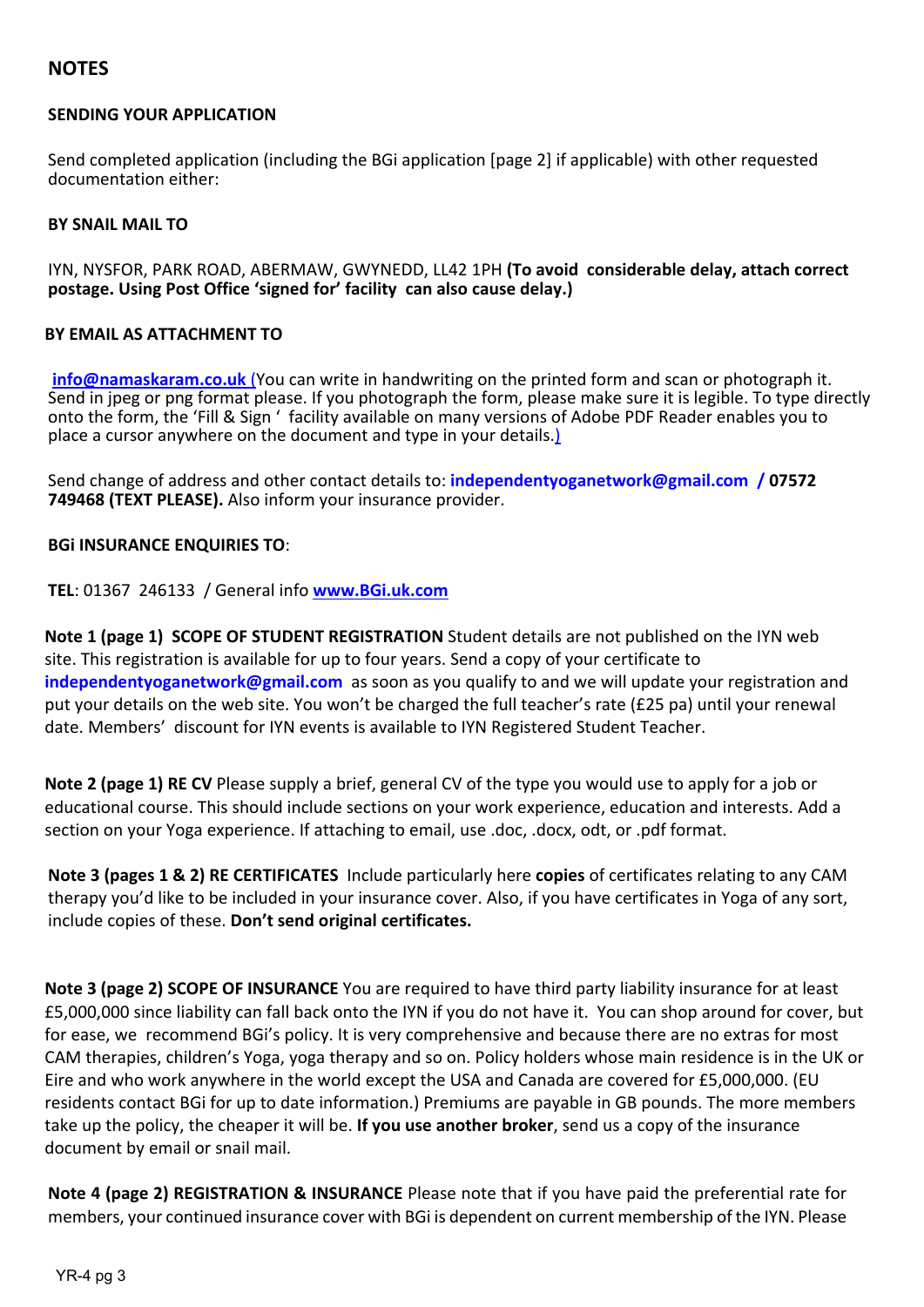## NOTES

**SENDING YOUR APPLICATION**

Send completed application (including the BGi application [page 2] if applicable) with other requested documentation either:

**BY SNAIL MAIL TO**

IYN, NYSFOR, PARK ROAD, ABERMAW, GWYNEDD, LL42 1PH **(To avoid considerable delay, attach correct postage. Using Post Office 'signed for' facility can also cause delay.)**

**BY EMAIL AS ATTACHMENT TO**

**info@namaskaram.co.uk** (You can write in handwriting on the printed form and scan or photograph it. Send in jpeg or png format please. If you photograph the form, please make sure it is legible. To type directly onto the form, the 'Fill & Sign ' facility available on many versions of Adobe PDF Reader enables you to place a cursor anywhere on the document and type in your details.)

Send change of address and other contact details to: **independentyoganetwork@gmail.com / 07572 749468 (TEXT PLEASE).** Also inform your insurance provider.

**BGi INSURANCE ENQUIRIES TO**:

**TEL**: 01367 246133 / General info **www.BGi.uk.com**

**Note 1 (page 1) SCOPE OF STUDENT REGISTRATION** Student details are not published on the IYN web site. This registration is available for up to four years. Send a copy of your certificate to **independentyoganetwork@gmail.com** as soon as you qualify to and we will update your registration and put your details on the web site. You won't be charged the full teacher's rate (£25 pa) until your renewal date. Members' discount for IYN events is available to IYN Registered Student Teacher.

**Note 2 (page 1) RE CV** Please supply a brief, general CV of the type you would use to apply for a job or educational course. This should include sections on your work experience, education and interests. Add a section on your Yoga experience. If attaching to email, use .doc, .docx, odt, or .pdf format.

**Note 3 (pages 1 & 2) RE CERTIFICATES** Include particularly here **copies** of certificates relating to any CAM therapy you'd like to be included in your insurance cover. Also, if you have certificates in Yoga of any sort, include copies of these. **Don't send original certificates.**

**Note 3 (page 2) SCOPE OF INSURANCE** You are required to have third party liability insurance for at least £5,000,000 since liability can fall back onto the IYN if you do not have it. You can shop around for cover, but for ease, we recommend BGi's policy. It is very comprehensive and because there are no extras for most CAM therapies, children's Yoga, yoga therapy and so on. Policy holders whose main residence is in the UK or Eire and who work anywhere in the world except the USA and Canada are covered for £5,000,000. (EU residents contact BGi for up to date information.) Premiums are payable in GB pounds. The more members take up the policy, the cheaper it will be. **If you use another broker**, send us a copy of the insurance document by email or snail mail.

**Note 4 (page 2) REGISTRATION & INSURANCE** Please note that if you have paid the preferential rate for members, your continued insurance cover with BGi is dependent on current membership of the IYN. Please

YR-4 pg 3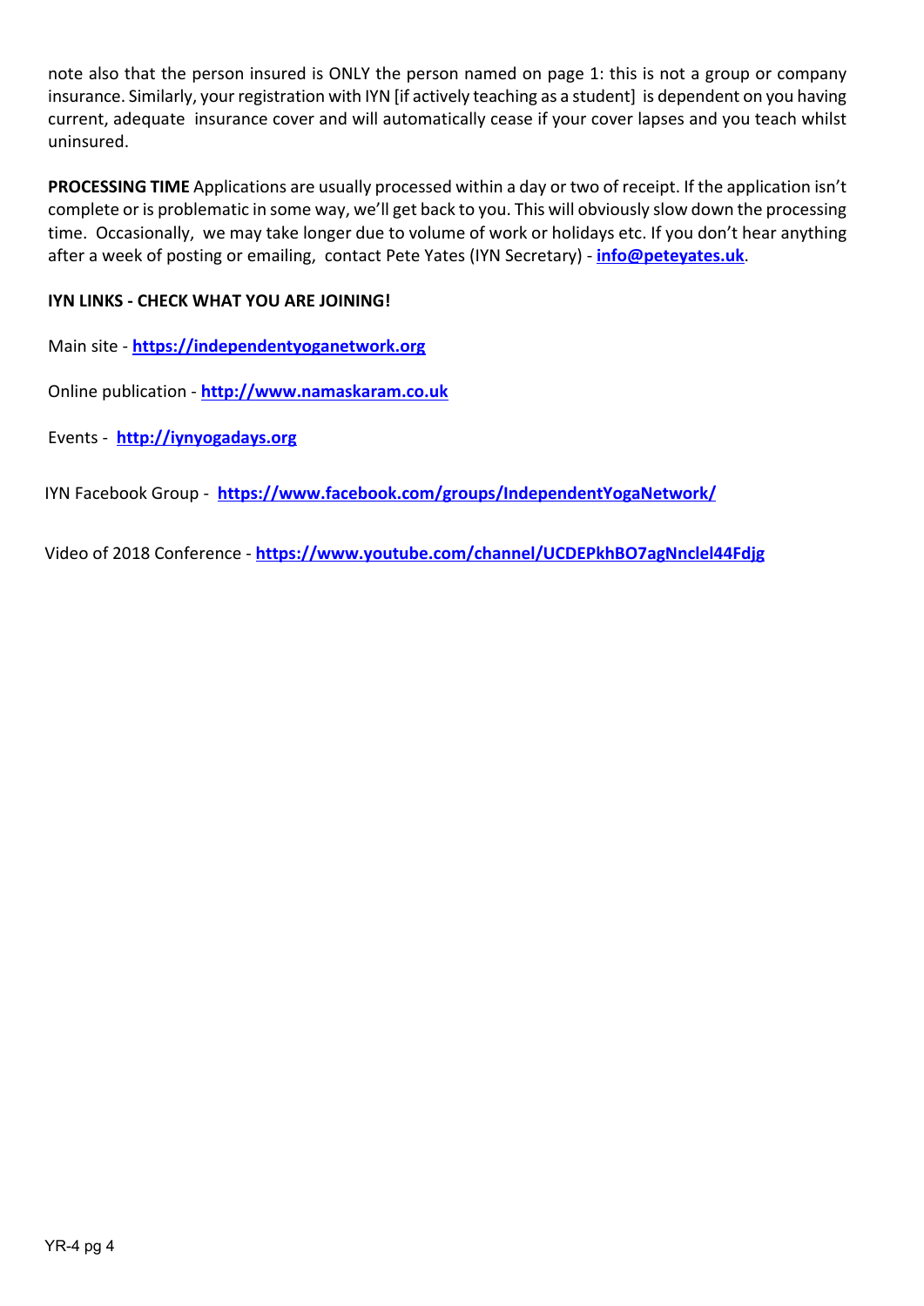note also that the person insured is ONLY the person named on page 1: this is not a group or company insurance. Similarly, your registration with IYN [if actively teaching as a student] is dependent on you having current, adequate insurance cover and will automatically cease if your cover lapses and you teach whilst uninsured.

**PROCESSING TIME** Applications are usually processed within a day or two of receipt. If the application isn't complete or is problematic in some way, we'll get back to you. This will obviously slow down the processing time. Occasionally, we may take longer due to volume of work or holidays etc. If you don't hear anything after a week of posting or emailing, contact Pete Yates (IYN Secretary) - **info@peteyates.uk**.

**IYN LINKS - CHECK WHAT YOU ARE JOINING!**

Main site - **https://independentyoganetwork.org**

Online publication - **http://www.namaskaram.co.uk**

Events - **http://iynyogadays.org**

IYN Facebook Group - **https://www.facebook.com/groups/IndependentYogaNetwork/**

Video of 2018 Conference - **https://www.youtube.com/channel/UCDEPkhBO7agNnclel44Fdjg**

YR-4 pg 4